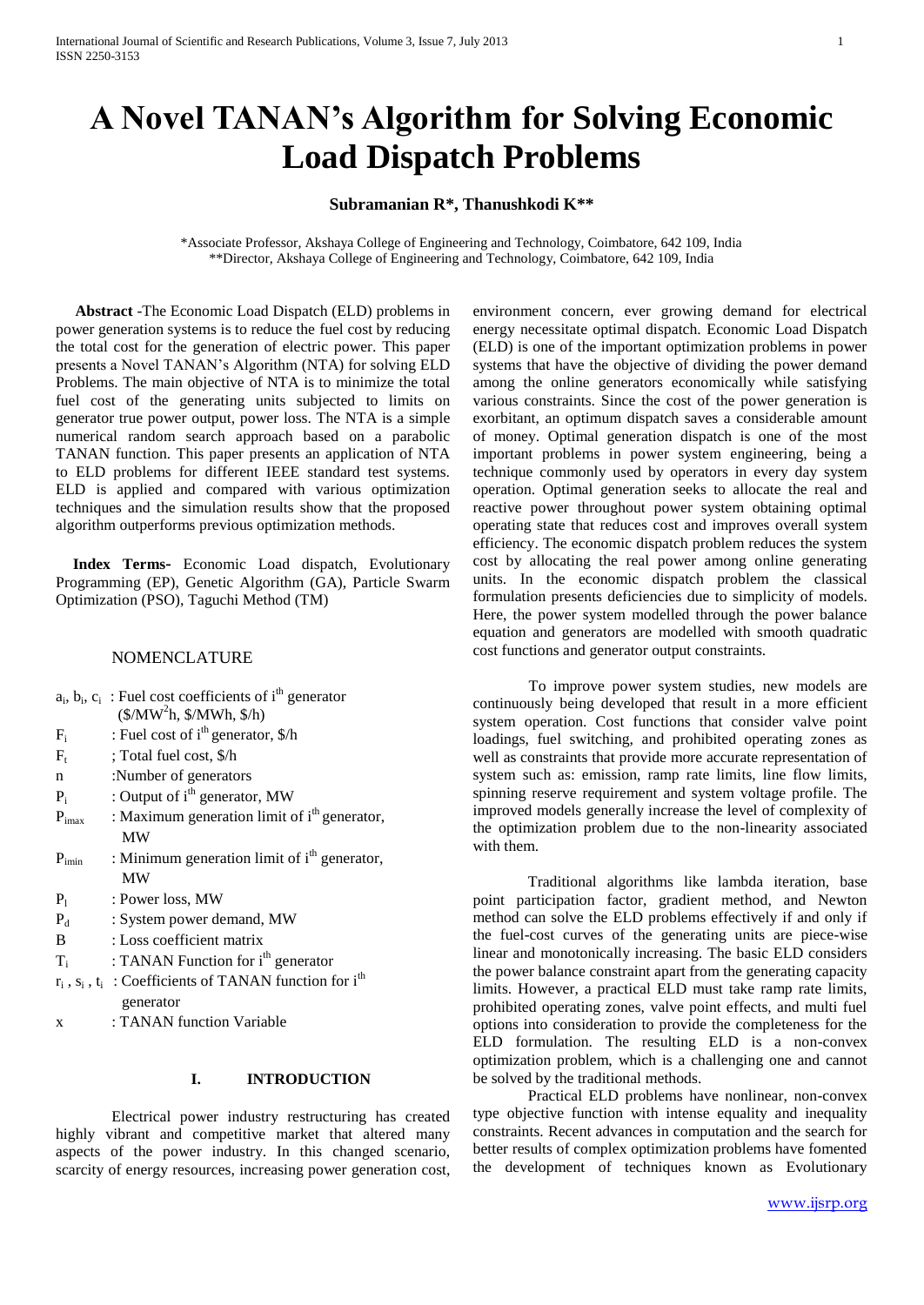# A Novel TANAN's Algorithm for Solving Economic Load Dispatch Problems

**Subramanian R\*, Thanushkodi K\*\***

\*Associate Professor, Akshaya College of Engineering and Technology, Coimbatore, 642 109, India
\*\*Director, Akshaya College of Engineering and Technology, Coimbatore, 642 109, India

**Abstract** -The Economic Load Dispatch (ELD) problems in power generation systems is to reduce the fuel cost by reducing the total cost for the generation of electric power. This paper presents a Novel TANAN's Algorithm (NTA) for solving ELD Problems. The main objective of NTA is to minimize the total fuel cost of the generating units subjected to limits on generator true power output, power loss. The NTA is a simple numerical random search approach based on a parabolic TANAN function. This paper presents an application of NTA to ELD problems for different IEEE standard test systems. ELD is applied and compared with various optimization techniques and the simulation results show that the proposed algorithm outperforms previous optimization methods.

**Index Terms-** Economic Load dispatch, Evolutionary Programming (EP), Genetic Algorithm (GA), Particle Swarm Optimization (PSO), Taguchi Method (TM)

## NOMENCLATURE

- $a_i$, $b_i$, $c_i$ : Fuel cost coefficients of $i^{th}$ generator ($/MW$^2$h, $/MWh, $/h)
- $F_i$ : Fuel cost of $i^{th}$ generator, $/h
- $F_t$ ; Total fuel cost, $/h
- n :Number of generators
- $P_i$ : Output of $i^{th}$ generator, MW
- $P_{imax}$ : Maximum generation limit of $i^{th}$ generator, MW
- $P_{imin}$ : Minimum generation limit of $i^{th}$ generator, MW
- $P_l$ : Power loss, MW
- $P_d$ : System power demand, MW
- B : Loss coefficient matrix
- $T_i$ : TANAN Function for $i^{th}$ generator
- $r_i$ , $s_i$ , $t_i$ : Coefficients of TANAN function for $i^{th}$ generator
- x : TANAN function Variable

## I. INTRODUCTION

Electrical power industry restructuring has created highly vibrant and competitive market that altered many aspects of the power industry. In this changed scenario, scarcity of energy resources, increasing power generation cost, environment concern, ever growing demand for electrical energy necessitate optimal dispatch. Economic Load Dispatch (ELD) is one of the important optimization problems in power systems that have the objective of dividing the power demand among the online generators economically while satisfying various constraints. Since the cost of the power generation is exorbitant, an optimum dispatch saves a considerable amount of money. Optimal generation dispatch is one of the most important problems in power system engineering, being a technique commonly used by operators in every day system operation. Optimal generation seeks to allocate the real and reactive power throughout power system obtaining optimal operating state that reduces cost and improves overall system efficiency. The economic dispatch problem reduces the system cost by allocating the real power among online generating units. In the economic dispatch problem the classical formulation presents deficiencies due to simplicity of models. Here, the power system modelled through the power balance equation and generators are modelled with smooth quadratic cost functions and generator output constraints.

To improve power system studies, new models are continuously being developed that result in a more efficient system operation. Cost functions that consider valve point loadings, fuel switching, and prohibited operating zones as well as constraints that provide more accurate representation of system such as: emission, ramp rate limits, line flow limits, spinning reserve requirement and system voltage profile. The improved models generally increase the level of complexity of the optimization problem due to the non-linearity associated with them.

Traditional algorithms like lambda iteration, base point participation factor, gradient method, and Newton method can solve the ELD problems effectively if and only if the fuel-cost curves of the generating units are piece-wise linear and monotonically increasing. The basic ELD considers the power balance constraint apart from the generating capacity limits. However, a practical ELD must take ramp rate limits, prohibited operating zones, valve point effects, and multi fuel options into consideration to provide the completeness for the ELD formulation. The resulting ELD is a non-convex optimization problem, which is a challenging one and cannot be solved by the traditional methods.

Practical ELD problems have nonlinear, non-convex type objective function with intense equality and inequality constraints. Recent advances in computation and the search for better results of complex optimization problems have fomented the development of techniques known as Evolutionary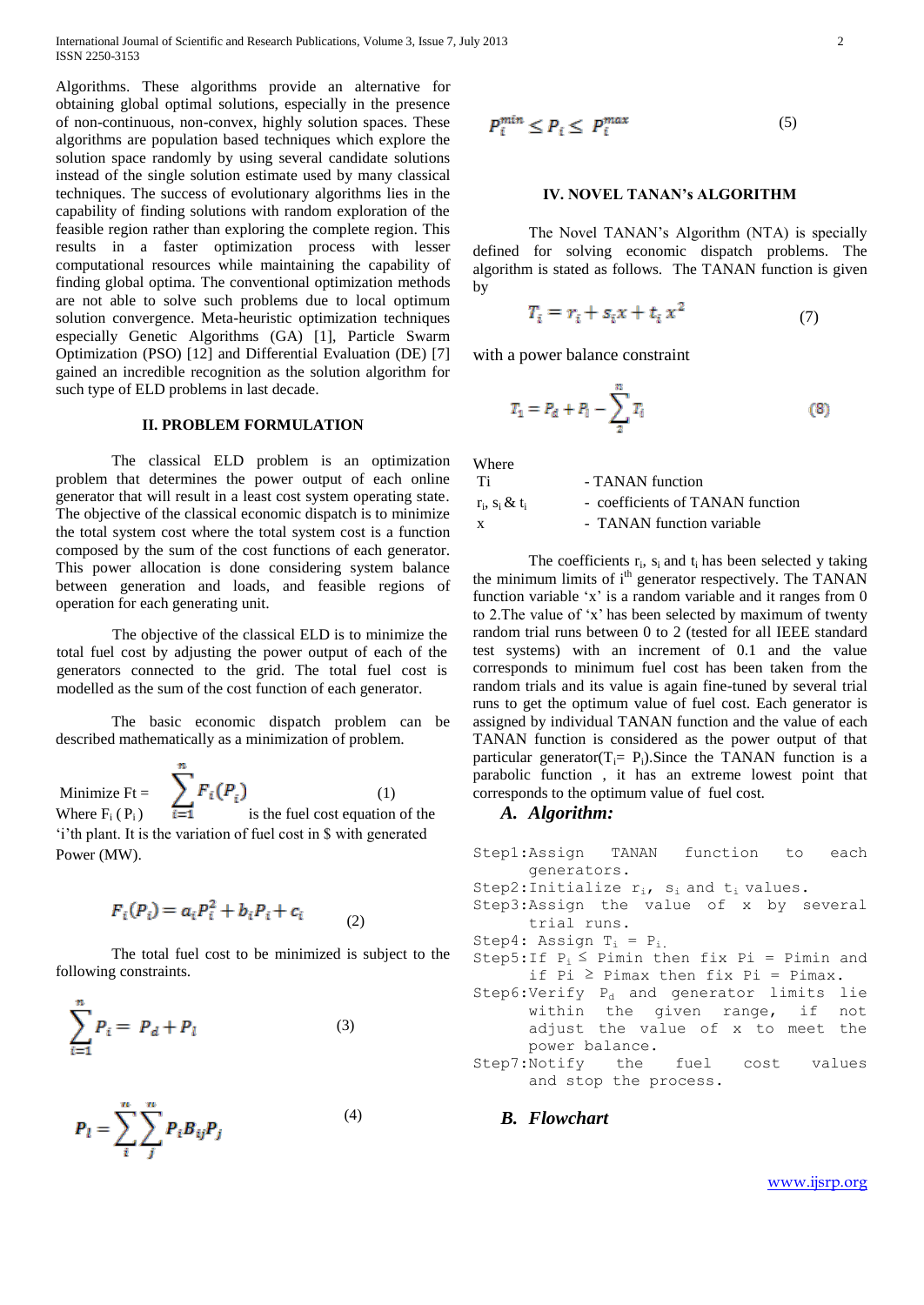Algorithms. These algorithms provide an alternative for obtaining global optimal solutions, especially in the presence of non-continuous, non-convex, highly solution spaces. These algorithms are population based techniques which explore the solution space randomly by using several candidate solutions instead of the single solution estimate used by many classical techniques. The success of evolutionary algorithms lies in the capability of finding solutions with random exploration of the feasible region rather than exploring the complete region. This results in a faster optimization process with lesser computational resources while maintaining the capability of finding global optima. The conventional optimization methods are not able to solve such problems due to local optimum solution convergence. Meta-heuristic optimization techniques especially Genetic Algorithms (GA) [1], Particle Swarm Optimization (PSO) [12] and Differential Evaluation (DE) [7] gained an incredible recognition as the solution algorithm for such type of ELD problems in last decade.

## II. PROBLEM FORMULATION

The classical ELD problem is an optimization problem that determines the power output of each online generator that will result in a least cost system operating state. The objective of the classical economic dispatch is to minimize the total system cost where the total system cost is a function composed by the sum of the cost functions of each generator. This power allocation is done considering system balance between generation and loads, and feasible regions of operation for each generating unit.

The objective of the classical ELD is to minimize the total fuel cost by adjusting the power output of each of the generators connected to the grid. The total fuel cost is modelled as the sum of the cost function of each generator.

The basic economic dispatch problem can be described mathematically as a minimization of problem.

$$\text{Minimize } F_t = \sum_{i=1}^{n} F_i(P_i) \qquad (1)$$

Where $F_i(P_i)$ is the fuel cost equation of the 'i'th plant. It is the variation of fuel cost in \$ with generated Power (MW).

$$F_i(P_i) = a_i P_i^2 + b_i P_i + c_i \qquad (2)$$

The total fuel cost to be minimized is subject to the following constraints.

$$\sum_{i=1}^{n} P_i = P_d + P_l \qquad (3)$$

$$P_l = \sum_{i}^{m} \sum_{j}^{m} P_i B_{ij} P_j \qquad (4)$$

$$P_i^{min} \leq P_i \leq P_i^{max} \qquad (5)$$

## IV. NOVEL TANAN's ALGORITHM

The Novel TANAN's Algorithm (NTA) is specially defined for solving economic dispatch problems. The algorithm is stated as follows. The TANAN function is given by

$$T_i = r_i + s_i x + t_i x^2 \qquad (7)$$

with a power balance constraint

$$T_1 = P_d + P_l - \sum_{2}^{n} T_i \qquad (8)$$

Where

| | |
|---|---|
| Ti | - TANAN function |
| $r_i$, $s_i$ & $t_i$ | - coefficients of TANAN function |
| x | - TANAN function variable |

The coefficients $r_i$, $s_i$ and $t_i$ has been selected y taking the minimum limits of $i^{th}$ generator respectively. The TANAN function variable 'x' is a random variable and it ranges from 0 to 2.The value of 'x' has been selected by maximum of twenty random trial runs between 0 to 2 (tested for all IEEE standard test systems) with an increment of 0.1 and the value corresponds to minimum fuel cost has been taken from the random trials and its value is again fine-tuned by several trial runs to get the optimum value of fuel cost. Each generator is assigned by individual TANAN function and the value of each TANAN function is considered as the power output of that particular generator($T_i$= $P_i$).Since the TANAN function is a parabolic function , it has an extreme lowest point that corresponds to the optimum value of fuel cost.

### A. Algorithm:

```
Step1:Assign TANAN function to each
      generators.
Step2:Initialize ri, si and ti values.
Step3:Assign the value of x by several
      trial runs.
Step4: Assign Ti = Pi.
Step5:If Pi ≤ Pimin then fix Pi = Pimin and
      if Pi ≥ Pimax then fix Pi = Pimax.
Step6:Verify Pd and generator limits lie
      within the given range, if not
      adjust the value of x to meet the
      power balance.
Step7:Notify the fuel cost values
      and stop the process.
```

### B. Flowchart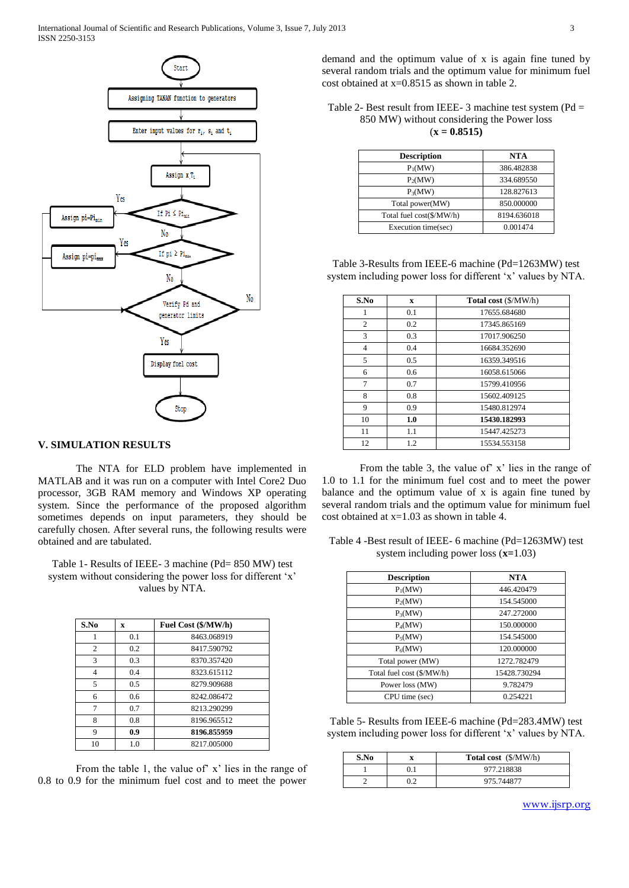## V. SIMULATION RESULTS

The NTA for ELD problem have implemented in MATLAB and it was run on a computer with Intel Core2 Duo processor, 3GB RAM memory and Windows XP operating system. Since the performance of the proposed algorithm sometimes depends on input parameters, they should be carefully chosen. After several runs, the following results were obtained and are tabulated.

Table 1- Results of IEEE- 3 machine (Pd= 850 MW) test system without considering the power loss for different 'x' values by NTA.

| S.No | x | Fuel Cost ($/MW/h) |
|---|---|---|
| 1 | 0.1 | 8463.068919 |
| 2 | 0.2 | 8417.590792 |
| 3 | 0.3 | 8370.357420 |
| 4 | 0.4 | 8323.615112 |
| 5 | 0.5 | 8279.909688 |
| 6 | 0.6 | 8242.086472 |
| 7 | 0.7 | 8213.290299 |
| 8 | 0.8 | 8196.965512 |
| 9 | **0.9** | **8196.855959** |
| 10 | 1.0 | 8217.005000 |

From the table 1, the value of' x' lies in the range of 0.8 to 0.9 for the minimum fuel cost and to meet the power demand and the optimum value of x is again fine tuned by several random trials and the optimum value for minimum fuel cost obtained at x=0.8515 as shown in table 2.

Table 2- Best result from IEEE- 3 machine test system (Pd = 850 MW) without considering the Power loss (**x = 0.8515**)

| Description | NTA |
|---|---|
| $P_1$(MW) | 386.482838 |
| $P_2$(MW) | 334.689550 |
| $P_3$(MW) | 128.827613 |
| Total power(MW) | 850.000000 |
| Total fuel cost($/MW/h) | 8194.636018 |
| Execution time(sec) | 0.001474 |

Table 3-Results from IEEE-6 machine (Pd=1263MW) test system including power loss for different 'x' values by NTA.

| S.No | x | Total cost ($/MW/h) |
|---|---|---|
| 1 | 0.1 | 17655.684680 |
| 2 | 0.2 | 17345.865169 |
| 3 | 0.3 | 17017.906250 |
| 4 | 0.4 | 16684.352690 |
| 5 | 0.5 | 16359.349516 |
| 6 | 0.6 | 16058.615066 |
| 7 | 0.7 | 15799.410956 |
| 8 | 0.8 | 15602.409125 |
| 9 | 0.9 | 15480.812974 |
| 10 | **1.0** | **15430.182993** |
| 11 | 1.1 | 15447.425273 |
| 12 | 1.2 | 15534.553158 |

From the table 3, the value of' x' lies in the range of 1.0 to 1.1 for the minimum fuel cost and to meet the power balance and the optimum value of x is again fine tuned by several random trials and the optimum value for minimum fuel cost obtained at x=1.03 as shown in table 4.

Table 4 -Best result of IEEE- 6 machine (Pd=1263MW) test system including power loss (**x=**1.03)

| Description | NTA |
|---|---|
| $P_1$(MW) | 446.420479 |
| $P_2$(MW) | 154.545000 |
| $P_3$(MW) | 247.272000 |
| $P_4$(MW) | 150.000000 |
| $P_5$(MW) | 154.545000 |
| $P_6$(MW) | 120.000000 |
| Total power (MW) | 1272.782479 |
| Total fuel cost ($/MW/h) | 15428.730294 |
| Power loss (MW) | 9.782479 |
| CPU time (sec) | 0.254221 |

Table 5- Results from IEEE-6 machine (Pd=283.4MW) test system including power loss for different 'x' values by NTA.

| S.No | x | Total cost ($/MW/h) |
|---|---|---|
| 1 | 0.1 | 977.218838 |
| 2 | 0.2 | 975.744877 |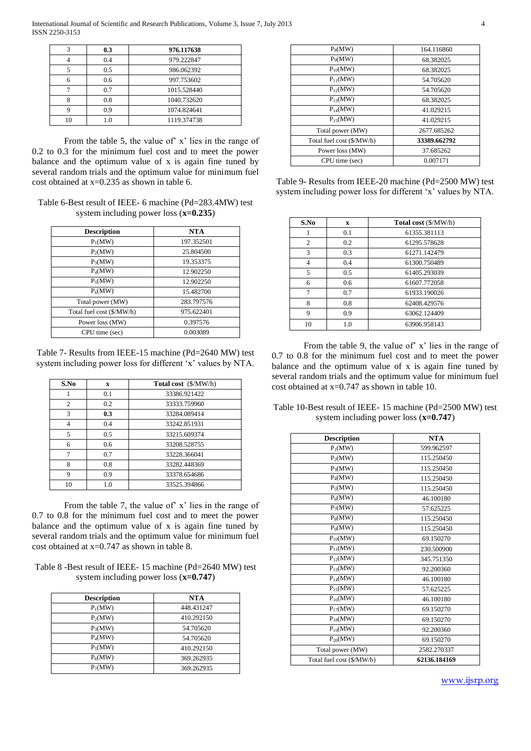| 3 | **0.3** | **976.117638** |
|---|---|---|
| 4 | 0.4 | 979.222847 |
| 5 | 0.5 | 986.062392 |
| 6 | 0.6 | 997.753602 |
| 7 | 0.7 | 1015.528440 |
| 8 | 0.8 | 1040.732620 |
| 9 | 0.9 | 1074.824641 |
| 10 | 1.0 | 1119.374738 |

From the table 5, the value of' x' lies in the range of 0.2 to 0.3 for the minimum fuel cost and to meet the power balance and the optimum value of x is again fine tuned by several random trials and the optimum value for minimum fuel cost obtained at x=0.235 as shown in table 6.

Table 6-Best result of IEEE- 6 machine (Pd=283.4MW) test system including power loss (**x=0.235**)

| Description | NTA |
|---|---|
| $P_1$(MW) | 197.352501 |
| $P_2$(MW) | 25.804500 |
| $P_3$(MW) | 19.353375 |
| $P_4$(MW) | 12.902250 |
| $P_5$(MW) | 12.902250 |
| $P_6$(MW) | 15.482700 |
| Total power (MW) | 283.797576 |
| Total fuel cost ($/MW/h) | 975.622401 |
| Power loss (MW) | 0.397576 |
| CPU time (sec) | 0.003089 |

Table 7- Results from IEEE-15 machine (Pd=2640 MW) test system including power loss for different 'x' values by NTA.

| S.No | x | Total cost ($/MW/h) |
|---|---|---|
| 1 | 0.1 | 33386.921422 |
| 2 | 0.2 | 33333.759960 |
| 3 | **0.3** | 33284.089414 |
| 4 | 0.4 | 33242.851931 |
| 5 | 0.5 | 33215.609374 |
| 6 | 0.6 | 33208.528755 |
| 7 | 0.7 | 33228.366041 |
| 8 | 0.8 | 33282.448369 |
| 9 | 0.9 | 33378.654686 |
| 10 | 1.0 | 33525.394866 |

From the table 7, the value of' x' lies in the range of 0.7 to 0.8 for the minimum fuel cost and to meet the power balance and the optimum value of x is again fine tuned by several random trials and the optimum value for minimum fuel cost obtained at x=0.747 as shown in table 8.

Table 8 -Best result of IEEE- 15 machine (Pd=2640 MW) test system including power loss (**x=0.747**)

| Description | NTA |
|---|---|
| $P_1$(MW) | 448.431247 |
| $P_2$(MW) | 410.292150 |
| $P_3$(MW) | 54.705620 |
| $P_4$(MW) | 54.705620 |
| $P_5$(MW) | 410.292150 |
| $P_6$(MW) | 369.262935 |
| $P_7$(MW) | 369.262935 |
| $P_8$(MW) | 164.116860 |
| $P_9$(MW) | 68.382025 |
| $P_{10}$(MW) | 68.382025 |
| $P_{11}$(MW) | 54.705620 |
| $P_{12}$(MW) | 54.705620 |
| $P_{13}$(MW) | 68.382025 |
| $P_{14}$(MW) | 41.029215 |
| $P_{15}$(MW) | 41.029215 |
| Total power (MW) | 2677.685262 |
| Total fuel cost ($/MW/h) | **33389.662792** |
| Power loss (MW) | 37.685262 |
| CPU time (sec) | 0.007171 |

Table 9- Results from IEEE-20 machine (Pd=2500 MW) test system including power loss for different 'x' values by NTA.

| S.No | x | Total cost ($/MW/h) |
|---|---|---|
| 1 | 0.1 | 61355.381113 |
| 2 | 0.2 | 61295.578628 |
| 3 | 0.3 | 61271.142479 |
| 4 | 0.4 | 61300.750489 |
| 5 | 0.5 | 61405.293039 |
| 6 | 0.6 | 61607.772058 |
| 7 | 0.7 | 61933.190026 |
| 8 | 0.8 | 62408.429576 |
| 9 | 0.9 | 63062.124409 |
| 10 | 1.0 | 63906.958143 |

From the table 9, the value of' x' lies in the range of 0.7 to 0.8 for the minimum fuel cost and to meet the power balance and the optimum value of x is again fine tuned by several random trials and the optimum value for minimum fuel cost obtained at x=0.747 as shown in table 10.

Table 10-Best result of IEEE- 15 machine (Pd=2500 MW) test system including power loss (**x=0.747**)

| Description | NTA |
|---|---|
| $P_1$(MW) | 599.962597 |
| $P_2$(MW) | 115.250450 |
| $P_3$(MW) | 115.250450 |
| $P_4$(MW) | 115.250450 |
| $P_5$(MW) | 115.250450 |
| $P_6$(MW) | 46.100180 |
| $P_7$(MW) | 57.625225 |
| $P_8$(MW) | 115.250450 |
| $P_9$(MW) | 115.250450 |
| $P_{10}$(MW) | 69.150270 |
| $P_{11}$(MW) | 230.500900 |
| $P_{12}$(MW) | 345.751350 |
| $P_{13}$(MW) | 92.200360 |
| $P_{14}$(MW) | 46.100180 |
| $P_{15}$(MW) | 57.625225 |
| $P_{16}$(MW) | 46.100180 |
| $P_{17}$(MW) | 69.150270 |
| $P_{18}$(MW) | 69.150270 |
| $P_{19}$(MW) | 92.200360 |
| $P_{20}$(MW) | 69.150270 |
| Total power (MW) | 2582.270337 |
| Total fuel cost ($/MW/h) | **62136.184169** |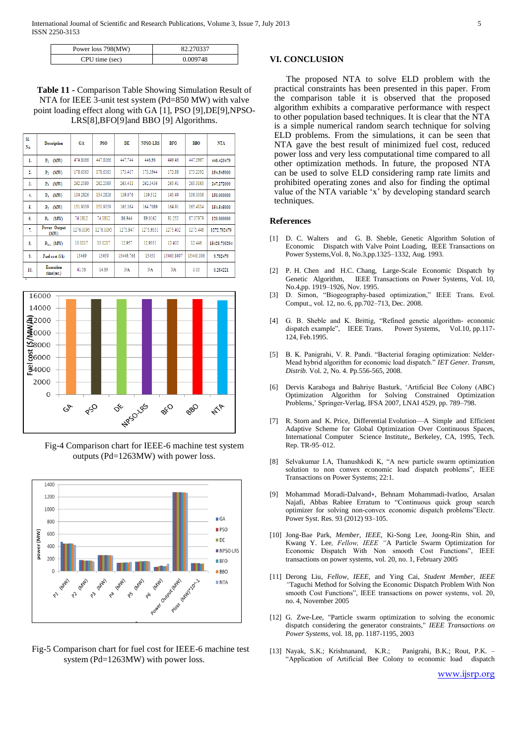| Power loss 798(MW) | 82.270337 |
|---|---|
| CPU time (sec) | 0.009748 |

**Table 11 -** Comparison Table Showing Simulation Result of NTA for IEEE 3-unit test system (Pd=850 MW) with valve point loading effect along with GA [1], PSO [9],DE[9],NPSO-LRS[8],BFO[9]and BBO [9] Algorithms.

| Sl. No | Description | GA | PSO | DE | NPSO-LRS | BFO | BBO | NTA |
|---|---|---|---|---|---|---|---|---|
| 1. | $P_1$ (MW) | 474.8066 | 447.8066 | 447.744 | 446.96 | 449.46 | 447.3997 | 446.420479 |
| 2. | $P_2$ (MW) | 178.6363 | 178.6363 | 173.407 | 173.3944 | 172.88 | 173.2392 | 154.545000 |
| 3. | $P_3$ (MW) | 262.2089 | 262.2089 | 263.411 | 262.3436 | 263.41 | 263.3163 | 247.272000 |
| 4. | $P_4$ (MW) | 134.2826 | 134.2826 | 139.076 | 139.512 | 143.49 | 138.0006 | 150.000000 |
| 5. | $P_5$ (MW) | 151.9039 | 151.9039 | 165.364 | 164.7089 | 164.91 | 165.4104 | 154.545000 |
| 6. | $P_6$ (MW) | 74.1812 | 74.1812 | 86.944 | 89.0162 | 81.252 | 87.07979 | 120.000000 |
| 7. | Power Output (MW) | 1276.0195 | 1276.0195 | 1275.947 | 1275.9351 | 1275.402 | 1275.446 | 1272.782479 |
| 8. | $P_{loss}$ (MW) | 13.0217 | 13.0217 | 12.957 | 12.9351 | 12.402 | 12.446 | 15428.730294 |
| 9. | Fuel cost ($/h) | 15469 | 15459 | 15449.766 | 15450 | 15443.8497 | 15443.096 | 9.782479 |
| 10. | Execution time(sec.) | 41.58 | 14.89 | NA | NA | NA | 0.03 | 0.254221 |

Fig-4 Comparison chart for IEEE-6 machine test system outputs (Pd=1263MW) with power loss.

Fig-5 Comparison chart for fuel cost for IEEE-6 machine test system (Pd=1263MW) with power loss.

## VI. CONCLUSION

The proposed NTA to solve ELD problem with the practical constraints has been presented in this paper. From the comparison table it is observed that the proposed algorithm exhibits a comparative performance with respect to other population based techniques. It is clear that the NTA is a simple numerical random search technique for solving ELD problems. From the simulations, it can be seen that NTA gave the best result of minimized fuel cost, reduced power loss and very less computational time compared to all other optimization methods. In future, the proposed NTA can be used to solve ELD considering ramp rate limits and prohibited operating zones and also for finding the optimal value of the NTA variable 'x' by developing standard search techniques.

## References

[1] D. C. Walters and G. B. Sheble, Genetic Algorithm Solution of Economic Dispatch with Valve Point Loading, IEEE Transactions on Power Systems,Vol. 8, No.3,pp.1325–1332, Aug. 1993.

[2] P. H. Chen and H.C. Chang, Large-Scale Economic Dispatch by Genetic Algorithm, IEEE Transactions on Power Systems, Vol. 10, No.4,pp. 1919–1926, Nov. 1995.

[3] D. Simon, "Biogeography-based optimization," IEEE Trans. Evol. Comput., vol. 12, no. 6, pp.702–713, Dec. 2008.

[4] G. B. Sheble and K. Brittig, "Refined genetic algorithm- economic dispatch example", IEEE Trans. Power Systems, Vol.10, pp.117-124, Feb.1995.

[5] B. K. Panigrahi, V. R. Pandi. "Bacterial foraging optimization: Nelder-Mead hybrid algorithm for economic load dispatch." *IET Gener. Transm, Distrib.* Vol. 2, No. 4. Pp.556-565, 2008.

[6] Dervis Karaboga and Bahriye Basturk, 'Artificial Bee Colony (ABC) Optimization Algorithm for Solving Constrained Optimization Problems,' Springer-Verlag, IFSA 2007, LNAI 4529, pp. 789–798.

[7] R. Storn and K. Price, Differential Evolution—A Simple and Efficient Adaptive Scheme for Global Optimization Over Continuous Spaces, International Computer Science Institute,, Berkeley, CA, 1995, Tech. Rep. TR-95–012.

[8] Selvakumar I.A, Thanushkodi K, "A new particle swarm optimization solution to non convex economic load dispatch problems", IEEE Transactions on Power Systems; 22:1.

[9] Mohammad Moradi-Dalvand∗, Behnam Mohammadi-Ivatloo, Arsalan Najafi, Abbas Rabiee Erratum to "Continuous quick group search optimizer for solving non-convex economic dispatch problems"Electr. Power Syst. Res. 93 (2012) 93–105.

[10] Jong-Bae Park, *Member, IEEE*, Ki-Song Lee, Joong-Rin Shin, and Kwang Y. Lee, *Fellow, IEEE* "A Particle Swarm Optimization for Economic Dispatch With Non smooth Cost Functions", IEEE transactions on power systems, vol. 20, no. 1, February 2005

[11] Derong Liu, *Fellow, IEEE*, and Ying Cai, *Student Member, IEEE* "Taguchi Method for Solving the Economic Dispatch Problem With Non smooth Cost Functions", IEEE transactions on power systems, vol. 20, no. 4, November 2005

[12] G. Zwe-Lee, "Particle swarm optimization to solving the economic dispatch considering the generator constraints," *IEEE Transactions on Power Systems*, vol. 18, pp. 1187-1195, 2003

[13] Nayak, S.K.; Krishnanand, K.R.; Panigrahi, B.K.; Rout, P.K. – "Application of Artificial Bee Colony to economic load dispatch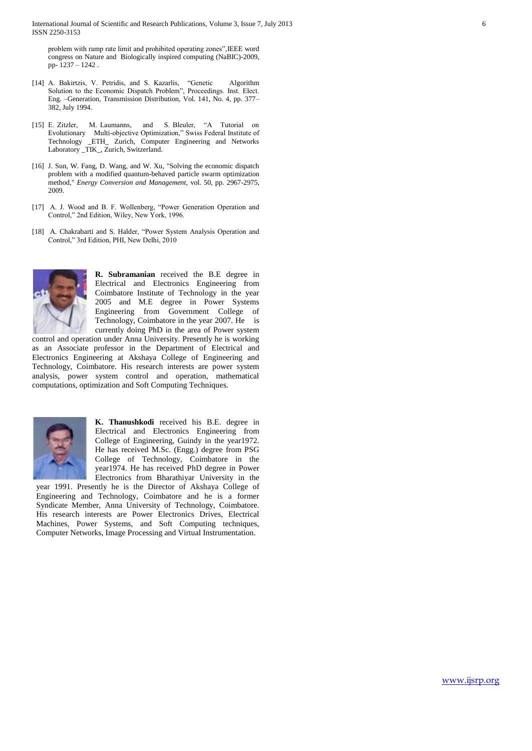problem with ramp rate limit and prohibited operating zones",IEEE word congress on Nature and Biologically inspired computing (NaBIC)-2009, pp- 1237 – 1242 .

[14] A. Bakirtzis, V. Petridis, and S. Kazarlis, "Genetic Algorithm Solution to the Economic Dispatch Problem", Proceedings. Inst. Elect. Eng. –Generation, Transmission Distribution, Vol. 141, No. 4, pp. 377–382, July 1994.

[15] E. Zitzler, M. Laumanns, and S. Bleuler, "A Tutorial on Evolutionary Multi-objective Optimization," Swiss Federal Institute of Technology _ETH_ Zurich, Computer Engineering and Networks Laboratory _TIK_, Zurich, Switzerland.

[16] J. Sun, W. Fang, D. Wang, and W. Xu, "Solving the economic dispatch problem with a modified quantum-behaved particle swarm optimization method," *Energy Conversion and Management*, vol. 50, pp. 2967-2975, 2009.

[17] A. J. Wood and B. F. Wollenberg, "Power Generation Operation and Control," 2nd Edition, Wiley, New York, 1996.

[18] A. Chakrabarti and S. Halder, "Power System Analysis Operation and Control," 3rd Edition, PHI, New Delhi, 2010

**R. Subramanian** received the B.E degree in Electrical and Electronics Engineering from Coimbatore Institute of Technology in the year 2005 and M.E degree in Power Systems Engineering from Government College of Technology, Coimbatore in the year 2007. He is currently doing PhD in the area of Power system control and operation under Anna University. Presently he is working as an Associate professor in the Department of Electrical and Electronics Engineering at Akshaya College of Engineering and Technology, Coimbatore. His research interests are power system analysis, power system control and operation, mathematical computations, optimization and Soft Computing Techniques.

**K. Thanushkodi** received his B.E. degree in Electrical and Electronics Engineering from College of Engineering, Guindy in the year1972. He has received M.Sc. (Engg.) degree from PSG College of Technology, Coimbatore in the year1974. He has received PhD degree in Power Electronics from Bharathiyar University in the year 1991. Presently he is the Director of Akshaya College of Engineering and Technology, Coimbatore and he is a former Syndicate Member, Anna University of Technology, Coimbatore. His research interests are Power Electronics Drives, Electrical Machines, Power Systems, and Soft Computing techniques, Computer Networks, Image Processing and Virtual Instrumentation.